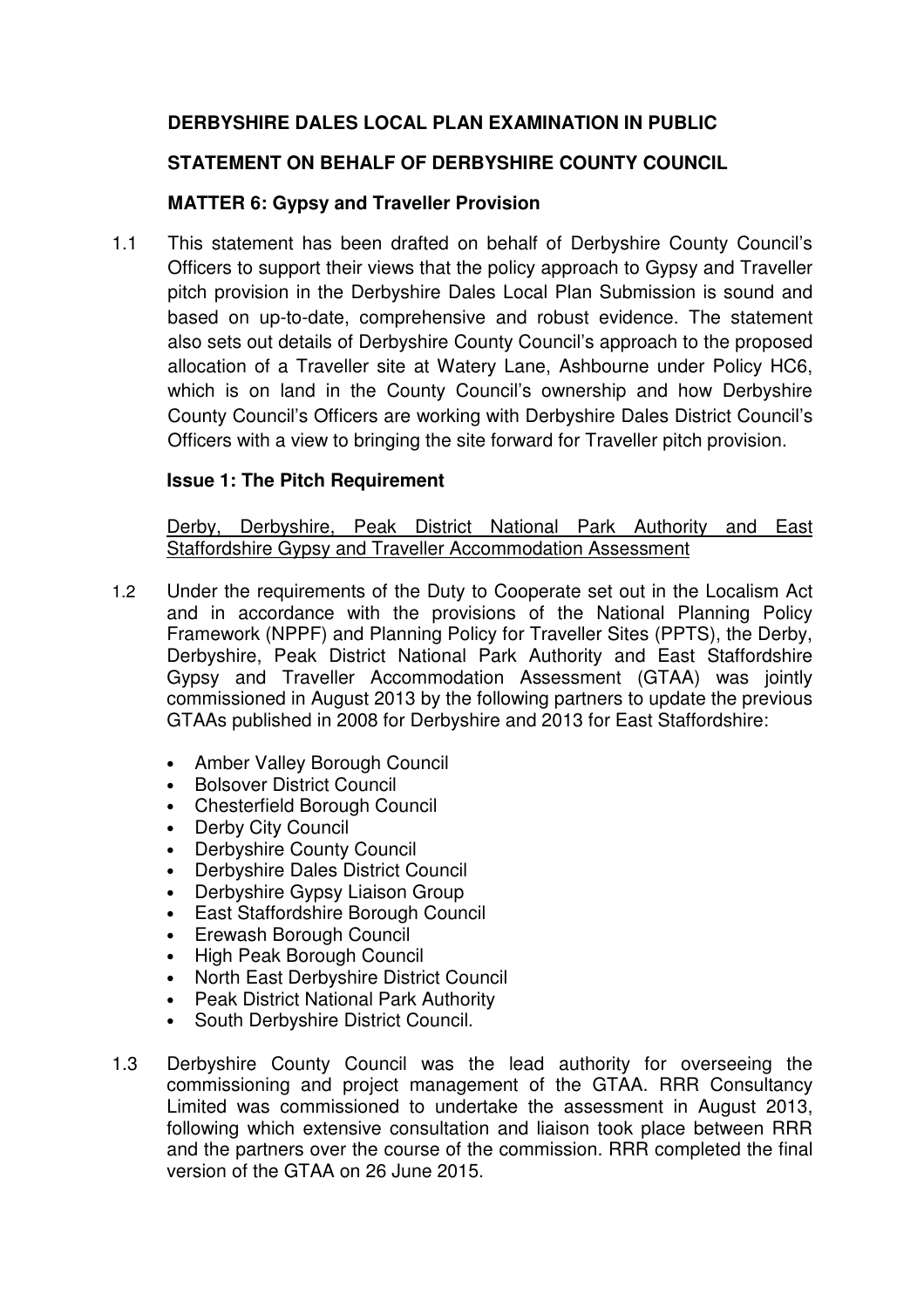**DERBYSHIRE DALES LOCAL PLAN EXAMINATION IN PUBLIC**

**STATEMENT ON BEHALF OF DERBYSHIRE COUNTY COUNCIL**

**MATTER 6: Gypsy and Traveller Provision**

1.1 This statement has been drafted on behalf of Derbyshire County Council's Officers to support their views that the policy approach to Gypsy and Traveller pitch provision in the Derbyshire Dales Local Plan Submission is sound and based on up-to-date, comprehensive and robust evidence. The statement also sets out details of Derbyshire County Council's approach to the proposed allocation of a Traveller site at Watery Lane, Ashbourne under Policy HC6, which is on land in the County Council's ownership and how Derbyshire County Council's Officers are working with Derbyshire Dales District Council's Officers with a view to bringing the site forward for Traveller pitch provision.

**Issue 1: The Pitch Requirement**

Derby, Derbyshire, Peak District National Park Authority and East Staffordshire Gypsy and Traveller Accommodation Assessment

1.2 Under the requirements of the Duty to Cooperate set out in the Localism Act and in accordance with the provisions of the National Planning Policy Framework (NPPF) and Planning Policy for Traveller Sites (PPTS), the Derby, Derbyshire, Peak District National Park Authority and East Staffordshire Gypsy and Traveller Accommodation Assessment (GTAA) was jointly commissioned in August 2013 by the following partners to update the previous GTAAs published in 2008 for Derbyshire and 2013 for East Staffordshire:

- Amber Valley Borough Council
- Bolsover District Council
- Chesterfield Borough Council
- Derby City Council
- Derbyshire County Council
- Derbyshire Dales District Council
- Derbyshire Gypsy Liaison Group
- East Staffordshire Borough Council
- Erewash Borough Council
- High Peak Borough Council
- North East Derbyshire District Council
- Peak District National Park Authority
- South Derbyshire District Council.

1.3 Derbyshire County Council was the lead authority for overseeing the commissioning and project management of the GTAA. RRR Consultancy Limited was commissioned to undertake the assessment in August 2013, following which extensive consultation and liaison took place between RRR and the partners over the course of the commission. RRR completed the final version of the GTAA on 26 June 2015.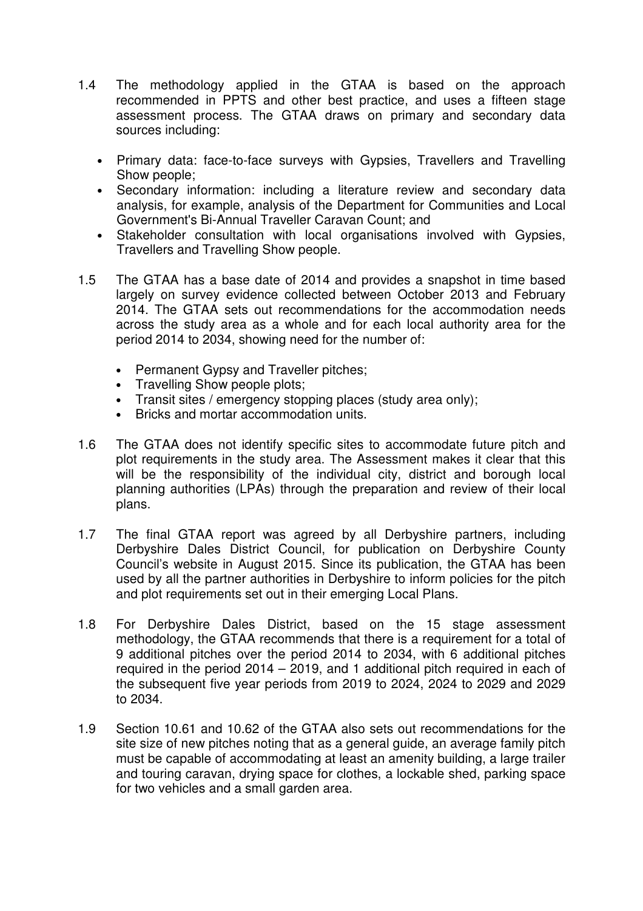1.4 The methodology applied in the GTAA is based on the approach recommended in PPTS and other best practice, and uses a fifteen stage assessment process. The GTAA draws on primary and secondary data sources including:

- Primary data: face-to-face surveys with Gypsies, Travellers and Travelling Show people;
- Secondary information: including a literature review and secondary data analysis, for example, analysis of the Department for Communities and Local Government's Bi-Annual Traveller Caravan Count; and
- Stakeholder consultation with local organisations involved with Gypsies, Travellers and Travelling Show people.

1.5 The GTAA has a base date of 2014 and provides a snapshot in time based largely on survey evidence collected between October 2013 and February 2014. The GTAA sets out recommendations for the accommodation needs across the study area as a whole and for each local authority area for the period 2014 to 2034, showing need for the number of:

- Permanent Gypsy and Traveller pitches;
- Travelling Show people plots;
- Transit sites / emergency stopping places (study area only);
- Bricks and mortar accommodation units.

1.6 The GTAA does not identify specific sites to accommodate future pitch and plot requirements in the study area. The Assessment makes it clear that this will be the responsibility of the individual city, district and borough local planning authorities (LPAs) through the preparation and review of their local plans.

1.7 The final GTAA report was agreed by all Derbyshire partners, including Derbyshire Dales District Council, for publication on Derbyshire County Council's website in August 2015. Since its publication, the GTAA has been used by all the partner authorities in Derbyshire to inform policies for the pitch and plot requirements set out in their emerging Local Plans.

1.8 For Derbyshire Dales District, based on the 15 stage assessment methodology, the GTAA recommends that there is a requirement for a total of 9 additional pitches over the period 2014 to 2034, with 6 additional pitches required in the period 2014 – 2019, and 1 additional pitch required in each of the subsequent five year periods from 2019 to 2024, 2024 to 2029 and 2029 to 2034.

1.9 Section 10.61 and 10.62 of the GTAA also sets out recommendations for the site size of new pitches noting that as a general guide, an average family pitch must be capable of accommodating at least an amenity building, a large trailer and touring caravan, drying space for clothes, a lockable shed, parking space for two vehicles and a small garden area.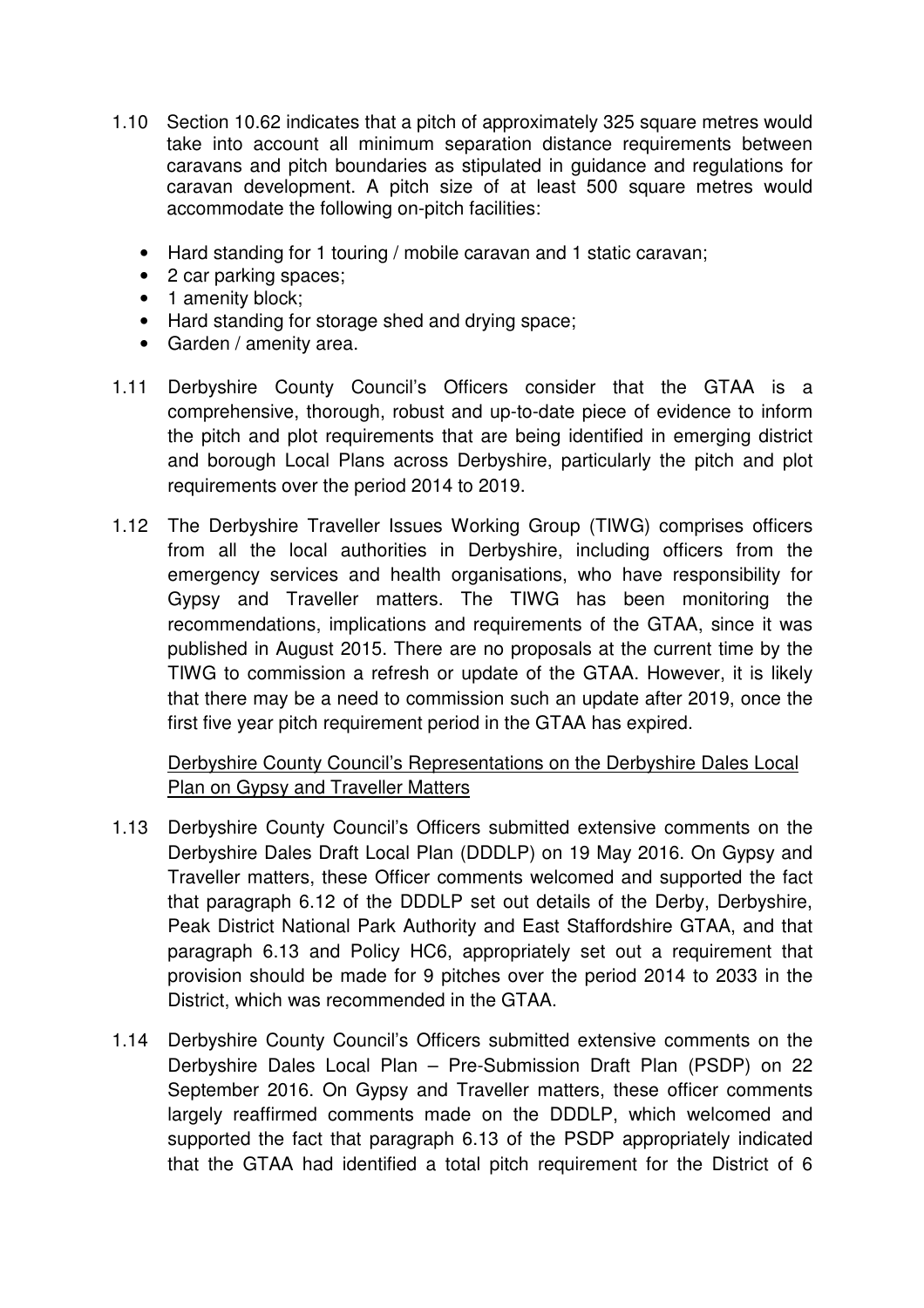1.10 Section 10.62 indicates that a pitch of approximately 325 square metres would take into account all minimum separation distance requirements between caravans and pitch boundaries as stipulated in guidance and regulations for caravan development. A pitch size of at least 500 square metres would accommodate the following on-pitch facilities:

- Hard standing for 1 touring / mobile caravan and 1 static caravan;
- 2 car parking spaces;
- 1 amenity block;
- Hard standing for storage shed and drying space;
- Garden / amenity area.

1.11 Derbyshire County Council's Officers consider that the GTAA is a comprehensive, thorough, robust and up-to-date piece of evidence to inform the pitch and plot requirements that are being identified in emerging district and borough Local Plans across Derbyshire, particularly the pitch and plot requirements over the period 2014 to 2019.

1.12 The Derbyshire Traveller Issues Working Group (TIWG) comprises officers from all the local authorities in Derbyshire, including officers from the emergency services and health organisations, who have responsibility for Gypsy and Traveller matters. The TIWG has been monitoring the recommendations, implications and requirements of the GTAA, since it was published in August 2015. There are no proposals at the current time by the TIWG to commission a refresh or update of the GTAA. However, it is likely that there may be a need to commission such an update after 2019, once the first five year pitch requirement period in the GTAA has expired.

Derbyshire County Council's Representations on the Derbyshire Dales Local Plan on Gypsy and Traveller Matters

1.13 Derbyshire County Council's Officers submitted extensive comments on the Derbyshire Dales Draft Local Plan (DDDLP) on 19 May 2016. On Gypsy and Traveller matters, these Officer comments welcomed and supported the fact that paragraph 6.12 of the DDDLP set out details of the Derby, Derbyshire, Peak District National Park Authority and East Staffordshire GTAA, and that paragraph 6.13 and Policy HC6, appropriately set out a requirement that provision should be made for 9 pitches over the period 2014 to 2033 in the District, which was recommended in the GTAA.

1.14 Derbyshire County Council's Officers submitted extensive comments on the Derbyshire Dales Local Plan – Pre-Submission Draft Plan (PSDP) on 22 September 2016. On Gypsy and Traveller matters, these officer comments largely reaffirmed comments made on the DDDLP, which welcomed and supported the fact that paragraph 6.13 of the PSDP appropriately indicated that the GTAA had identified a total pitch requirement for the District of 6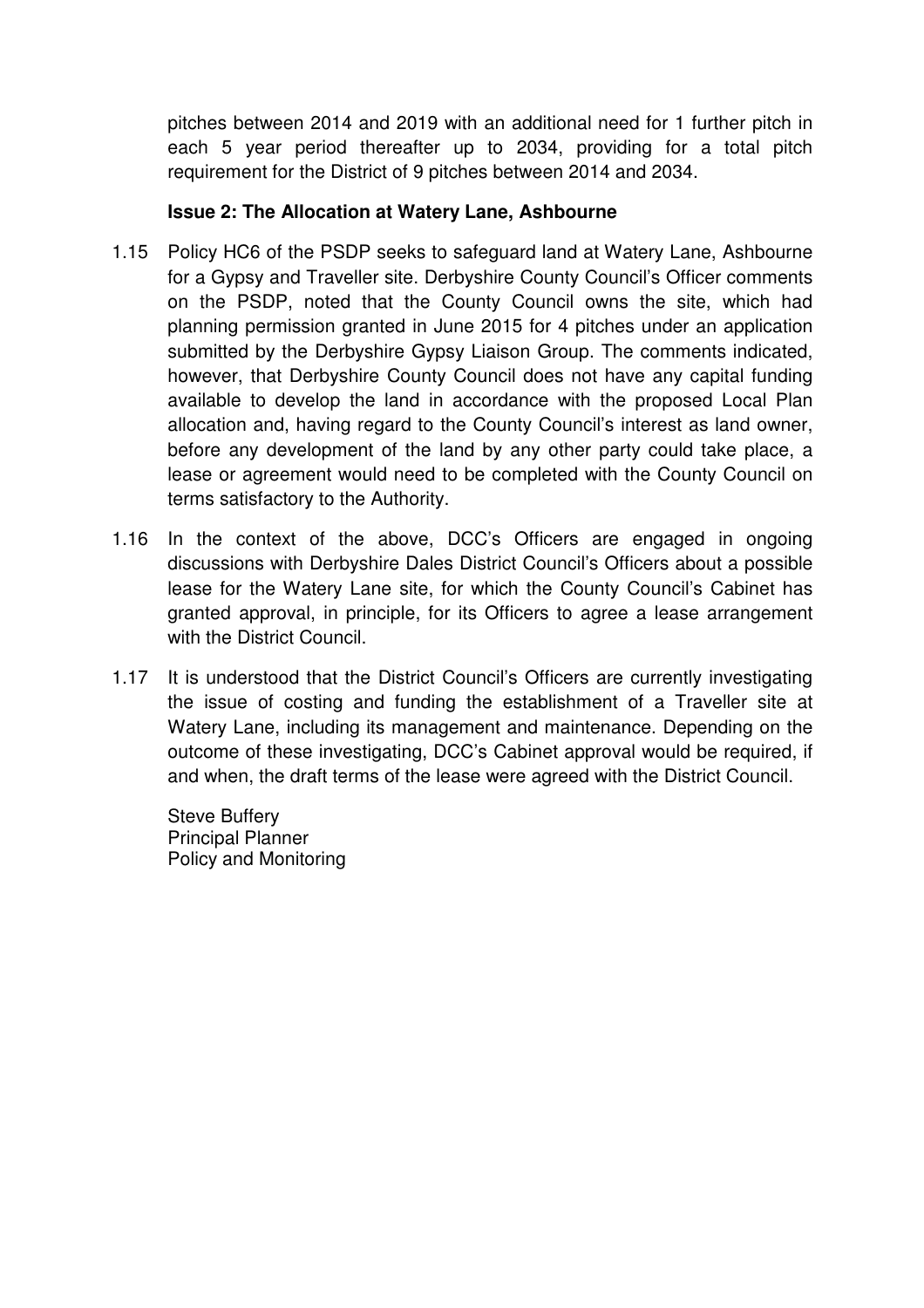pitches between 2014 and 2019 with an additional need for 1 further pitch in each 5 year period thereafter up to 2034, providing for a total pitch requirement for the District of 9 pitches between 2014 and 2034.

**Issue 2: The Allocation at Watery Lane, Ashbourne**

1.15 Policy HC6 of the PSDP seeks to safeguard land at Watery Lane, Ashbourne for a Gypsy and Traveller site. Derbyshire County Council's Officer comments on the PSDP, noted that the County Council owns the site, which had planning permission granted in June 2015 for 4 pitches under an application submitted by the Derbyshire Gypsy Liaison Group. The comments indicated, however, that Derbyshire County Council does not have any capital funding available to develop the land in accordance with the proposed Local Plan allocation and, having regard to the County Council's interest as land owner, before any development of the land by any other party could take place, a lease or agreement would need to be completed with the County Council on terms satisfactory to the Authority.

1.16 In the context of the above, DCC's Officers are engaged in ongoing discussions with Derbyshire Dales District Council's Officers about a possible lease for the Watery Lane site, for which the County Council's Cabinet has granted approval, in principle, for its Officers to agree a lease arrangement with the District Council.

1.17 It is understood that the District Council's Officers are currently investigating the issue of costing and funding the establishment of a Traveller site at Watery Lane, including its management and maintenance. Depending on the outcome of these investigating, DCC's Cabinet approval would be required, if and when, the draft terms of the lease were agreed with the District Council.

Steve Buffery
Principal Planner
Policy and Monitoring